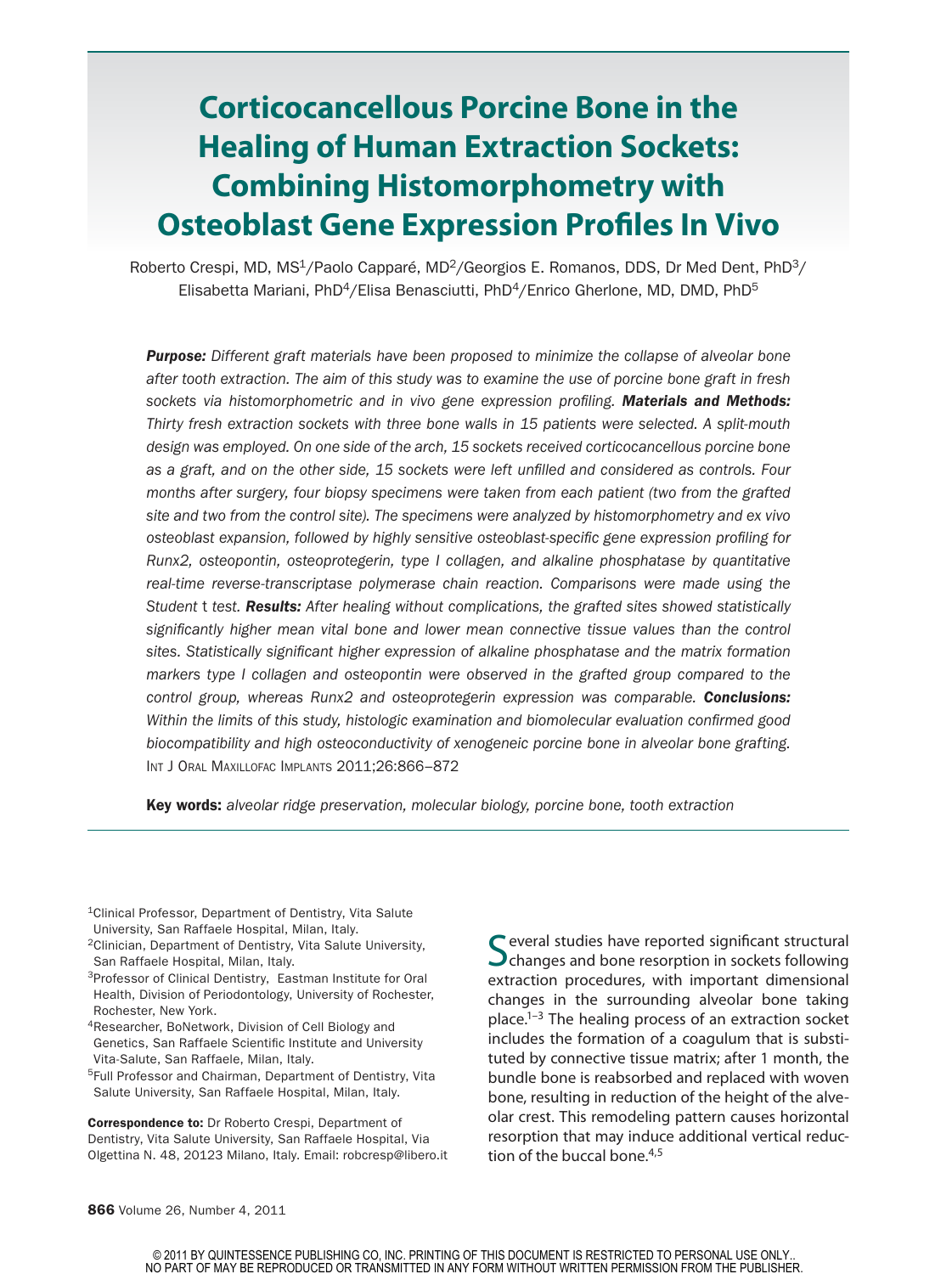# Corticocancellous Porcine Bone in the Healing of Human Extraction Sockets: Combining Histomorphometry with Osteoblast Gene Expression Profiles In Vivo

Roberto Crespi, MD, MS[1]/Paolo Capparé, MD[2]/Georgios E. Romanos, DDS, Dr Med Dent, PhD[3]/ Elisabetta Mariani, PhD[4]/Elisa Benasciutti, PhD[4]/Enrico Gherlone, MD, DMD, PhD[5]

***Purpose:*** *Different graft materials have been proposed to minimize the collapse of alveolar bone after tooth extraction. The aim of this study was to examine the use of porcine bone graft in fresh sockets via histomorphometric and in vivo gene expression profiling.* ***Materials and Methods:*** *Thirty fresh extraction sockets with three bone walls in 15 patients were selected. A split-mouth design was employed. On one side of the arch, 15 sockets received corticocancellous porcine bone as a graft, and on the other side, 15 sockets were left unfilled and considered as controls. Four months after surgery, four biopsy specimens were taken from each patient (two from the grafted site and two from the control site). The specimens were analyzed by histomorphometry and ex vivo osteoblast expansion, followed by highly sensitive osteoblast-specific gene expression profiling for Runx2, osteopontin, osteoprotegerin, type I collagen, and alkaline phosphatase by quantitative real-time reverse-transcriptase polymerase chain reaction. Comparisons were made using the Student* t *test.* ***Results:*** *After healing without complications, the grafted sites showed statistically significantly higher mean vital bone and lower mean connective tissue values than the control sites. Statistically significant higher expression of alkaline phosphatase and the matrix formation markers type I collagen and osteopontin were observed in the grafted group compared to the control group, whereas Runx2 and osteoprotegerin expression was comparable.* ***Conclusions:*** *Within the limits of this study, histologic examination and biomolecular evaluation confirmed good biocompatibility and high osteoconductivity of xenogeneic porcine bone in alveolar bone grafting.* Int J Oral Maxillofac Implants 2011;26:866–872

**Key words:** *alveolar ridge preservation, molecular biology, porcine bone, tooth extraction*

[1]Clinical Professor, Department of Dentistry, Vita Salute University, San Raffaele Hospital, Milan, Italy.
[2]Clinician, Department of Dentistry, Vita Salute University, San Raffaele Hospital, Milan, Italy.
[3]Professor of Clinical Dentistry, Eastman Institute for Oral Health, Division of Periodontology, University of Rochester, Rochester, New York.
[4]Researcher, BoNetwork, Division of Cell Biology and Genetics, San Raffaele Scientific Institute and University Vita-Salute, San Raffaele, Milan, Italy.
[5]Full Professor and Chairman, Department of Dentistry, Vita Salute University, San Raffaele Hospital, Milan, Italy.

**Correspondence to:** Dr Roberto Crespi, Department of Dentistry, Vita Salute University, San Raffaele Hospital, Via Olgettina N. 48, 20123 Milano, Italy. Email: robcresp@libero.it

Several studies have reported significant structural changes and bone resorption in sockets following extraction procedures, with important dimensional changes in the surrounding alveolar bone taking place.[1–3] The healing process of an extraction socket includes the formation of a coagulum that is substituted by connective tissue matrix; after 1 month, the bundle bone is reabsorbed and replaced with woven bone, resulting in reduction of the height of the alveolar crest. This remodeling pattern causes horizontal resorption that may induce additional vertical reduction of the buccal bone.[4,5]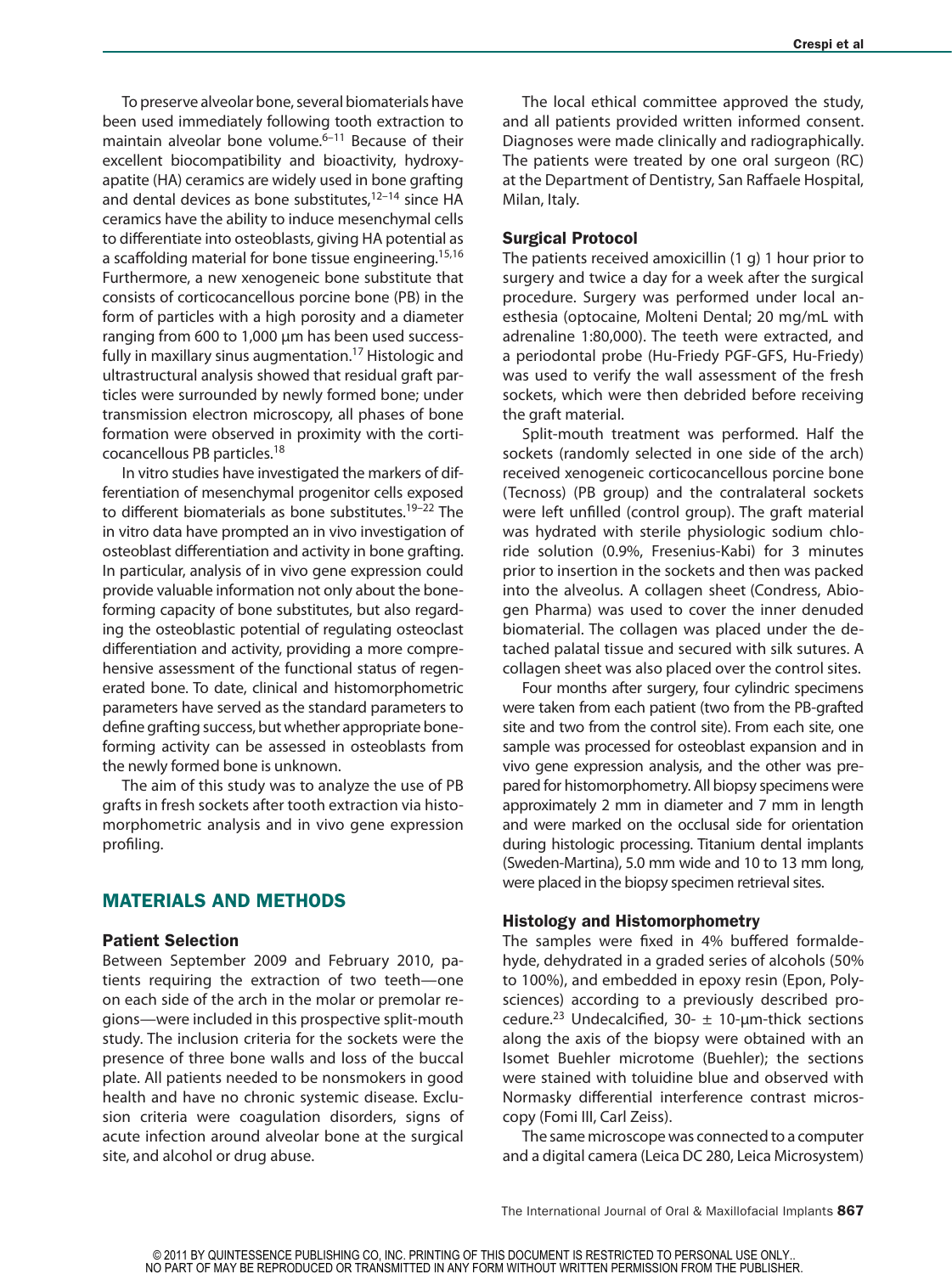To preserve alveolar bone, several biomaterials have been used immediately following tooth extraction to maintain alveolar bone volume.[6–11] Because of their excellent biocompatibility and bioactivity, hydroxyapatite (HA) ceramics are widely used in bone grafting and dental devices as bone substitutes,[12–14] since HA ceramics have the ability to induce mesenchymal cells to differentiate into osteoblasts, giving HA potential as a scaffolding material for bone tissue engineering.[15,16] Furthermore, a new xenogeneic bone substitute that consists of corticocancellous porcine bone (PB) in the form of particles with a high porosity and a diameter ranging from 600 to 1,000 μm has been used successfully in maxillary sinus augmentation.[17] Histologic and ultrastructural analysis showed that residual graft particles were surrounded by newly formed bone; under transmission electron microscopy, all phases of bone formation were observed in proximity with the corticocancellous PB particles.[18]

In vitro studies have investigated the markers of differentiation of mesenchymal progenitor cells exposed to different biomaterials as bone substitutes.[19–22] The in vitro data have prompted an in vivo investigation of osteoblast differentiation and activity in bone grafting. In particular, analysis of in vivo gene expression could provide valuable information not only about the bone-forming capacity of bone substitutes, but also regarding the osteoblastic potential of regulating osteoclast differentiation and activity, providing a more comprehensive assessment of the functional status of regenerated bone. To date, clinical and histomorphometric parameters have served as the standard parameters to define grafting success, but whether appropriate bone-forming activity can be assessed in osteoblasts from the newly formed bone is unknown.

The aim of this study was to analyze the use of PB grafts in fresh sockets after tooth extraction via histomorphometric analysis and in vivo gene expression profiling.

## MATERIALS AND METHODS

### Patient Selection

Between September 2009 and February 2010, patients requiring the extraction of two teeth—one on each side of the arch in the molar or premolar regions—were included in this prospective split-mouth study. The inclusion criteria for the sockets were the presence of three bone walls and loss of the buccal plate. All patients needed to be nonsmokers in good health and have no chronic systemic disease. Exclusion criteria were coagulation disorders, signs of acute infection around alveolar bone at the surgical site, and alcohol or drug abuse.

The local ethical committee approved the study, and all patients provided written informed consent. Diagnoses were made clinically and radiographically. The patients were treated by one oral surgeon (RC) at the Department of Dentistry, San Raffaele Hospital, Milan, Italy.

### Surgical Protocol

The patients received amoxicillin (1 g) 1 hour prior to surgery and twice a day for a week after the surgical procedure. Surgery was performed under local anesthesia (optocaine, Molteni Dental; 20 mg/mL with adrenaline 1:80,000). The teeth were extracted, and a periodontal probe (Hu-Friedy PGF-GFS, Hu-Friedy) was used to verify the wall assessment of the fresh sockets, which were then debrided before receiving the graft material.

Split-mouth treatment was performed. Half the sockets (randomly selected in one side of the arch) received xenogeneic corticocancellous porcine bone (Tecnoss) (PB group) and the contralateral sockets were left unfilled (control group). The graft material was hydrated with sterile physiologic sodium chloride solution (0.9%, Fresenius-Kabi) for 3 minutes prior to insertion in the sockets and then was packed into the alveolus. A collagen sheet (Condress, Abiogen Pharma) was used to cover the inner denuded biomaterial. The collagen was placed under the detached palatal tissue and secured with silk sutures. A collagen sheet was also placed over the control sites.

Four months after surgery, four cylindric specimens were taken from each patient (two from the PB-grafted site and two from the control site). From each site, one sample was processed for osteoblast expansion and in vivo gene expression analysis, and the other was prepared for histomorphometry. All biopsy specimens were approximately 2 mm in diameter and 7 mm in length and were marked on the occlusal side for orientation during histologic processing. Titanium dental implants (Sweden-Martina), 5.0 mm wide and 10 to 13 mm long, were placed in the biopsy specimen retrieval sites.

### Histology and Histomorphometry

The samples were fixed in 4% buffered formaldehyde, dehydrated in a graded series of alcohols (50% to 100%), and embedded in epoxy resin (Epon, Polysciences) according to a previously described procedure.[23] Undecalcified, 30- ± 10-μm-thick sections along the axis of the biopsy were obtained with an Isomet Buehler microtome (Buehler); the sections were stained with toluidine blue and observed with Normasky differential interference contrast microscopy (Fomi III, Carl Zeiss).

The same microscope was connected to a computer and a digital camera (Leica DC 280, Leica Microsystem)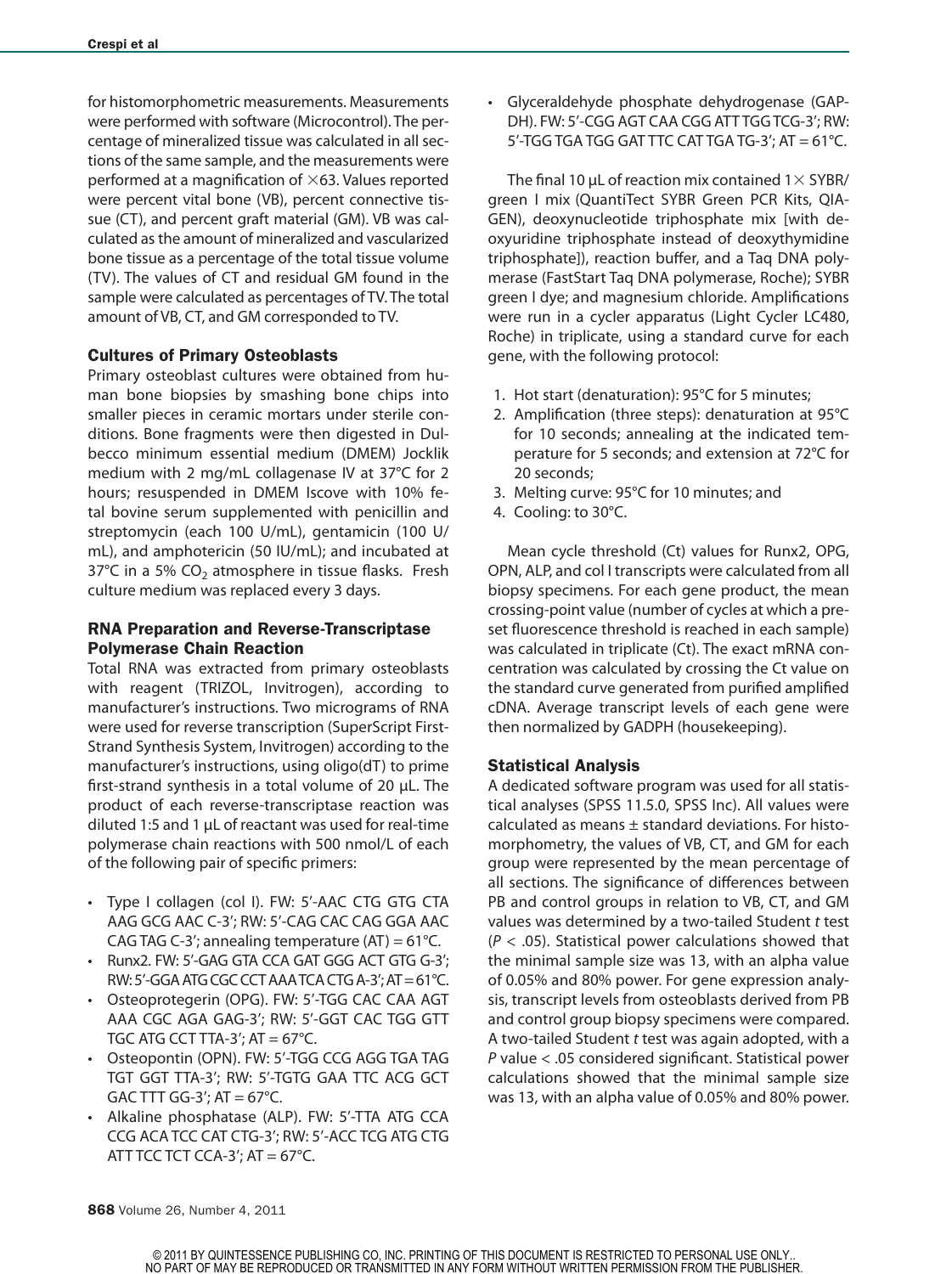for histomorphometric measurements. Measurements were performed with software (Microcontrol). The percentage of mineralized tissue was calculated in all sections of the same sample, and the measurements were performed at a magnification of ×63. Values reported were percent vital bone (VB), percent connective tissue (CT), and percent graft material (GM). VB was calculated as the amount of mineralized and vascularized bone tissue as a percentage of the total tissue volume (TV). The values of CT and residual GM found in the sample were calculated as percentages of TV. The total amount of VB, CT, and GM corresponded to TV.

### Cultures of Primary Osteoblasts

Primary osteoblast cultures were obtained from human bone biopsies by smashing bone chips into smaller pieces in ceramic mortars under sterile conditions. Bone fragments were then digested in Dulbecco minimum essential medium (DMEM) Jocklik medium with 2 mg/mL collagenase IV at 37°C for 2 hours; resuspended in DMEM Iscove with 10% fetal bovine serum supplemented with penicillin and streptomycin (each 100 U/mL), gentamicin (100 U/mL), and amphotericin (50 IU/mL); and incubated at 37°C in a 5% $CO_2$ atmosphere in tissue flasks. Fresh culture medium was replaced every 3 days.

### RNA Preparation and Reverse-Transcriptase Polymerase Chain Reaction

Total RNA was extracted from primary osteoblasts with reagent (TRIZOL, Invitrogen), according to manufacturer's instructions. Two micrograms of RNA were used for reverse transcription (SuperScript First-Strand Synthesis System, Invitrogen) according to the manufacturer's instructions, using oligo(dT) to prime first-strand synthesis in a total volume of 20 µL. The product of each reverse-transcriptase reaction was diluted 1:5 and 1 µL of reactant was used for real-time polymerase chain reactions with 500 nmol/L of each of the following pair of specific primers:

- Type I collagen (col I). FW: 5′-AAC CTG GTG CTA AAG GCG AAC C-3′; RW: 5′-CAG CAC CAG GGA AAC CAG TAG C-3′; annealing temperature (AT) = 61°C.
- Runx2. FW: 5′-GAG GTA CCA GAT GGG ACT GTG G-3′; RW: 5′-GGA ATG CGC CCT AAA TCA CTG A-3′; AT = 61°C.
- Osteoprotegerin (OPG). FW: 5′-TGG CAC CAA AGT AAA CGC AGA GAG-3′; RW: 5′-GGT CAC TGG GTT TGC ATG CCT TTA-3′; AT = 67°C.
- Osteopontin (OPN). FW: 5′-TGG CCG AGG TGA TAG TGT GGT TTA-3′; RW: 5′-TGTG GAA TTC ACG GCT GAC TTT GG-3′; AT = 67°C.
- Alkaline phosphatase (ALP). FW: 5′-TTA ATG CCA CCG ACA TCC CAT CTG-3′; RW: 5′-ACC TCG ATG CTG ATT TCC TCT CCA-3′; AT = 67°C.
- Glyceraldehyde phosphate dehydrogenase (GAPDH). FW: 5′-CGG AGT CAA CGG ATT TGG TCG-3′; RW: 5′-TGG TGA TGG GAT TTC CAT TGA TG-3′; AT = 61°C.

The final 10 µL of reaction mix contained 1× SYBR/green I mix (QuantiTect SYBR Green PCR Kits, QIAGEN), deoxynucleotide triphosphate mix [with deoxyuridine triphosphate instead of deoxythymidine triphosphate]), reaction buffer, and a Taq DNA polymerase (FastStart Taq DNA polymerase, Roche); SYBR green I dye; and magnesium chloride. Amplifications were run in a cycler apparatus (Light Cycler LC480, Roche) in triplicate, using a standard curve for each gene, with the following protocol:

1. Hot start (denaturation): 95°C for 5 minutes;
2. Amplification (three steps): denaturation at 95°C for 10 seconds; annealing at the indicated temperature for 5 seconds; and extension at 72°C for 20 seconds;
3. Melting curve: 95°C for 10 minutes; and
4. Cooling: to 30°C.

Mean cycle threshold (Ct) values for Runx2, OPG, OPN, ALP, and col I transcripts were calculated from all biopsy specimens. For each gene product, the mean crossing-point value (number of cycles at which a preset fluorescence threshold is reached in each sample) was calculated in triplicate (Ct). The exact mRNA concentration was calculated by crossing the Ct value on the standard curve generated from purified amplified cDNA. Average transcript levels of each gene were then normalized by GADPH (housekeeping).

### Statistical Analysis

A dedicated software program was used for all statistical analyses (SPSS 11.5.0, SPSS Inc). All values were calculated as means ± standard deviations. For histomorphometry, the values of VB, CT, and GM for each group were represented by the mean percentage of all sections. The significance of differences between PB and control groups in relation to VB, CT, and GM values was determined by a two-tailed Student *t* test ($P < .05$). Statistical power calculations showed that the minimal sample size was 13, with an alpha value of 0.05% and 80% power. For gene expression analysis, transcript levels from osteoblasts derived from PB and control group biopsy specimens were compared. A two-tailed Student *t* test was again adopted, with a *P* value < .05 considered significant. Statistical power calculations showed that the minimal sample size was 13, with an alpha value of 0.05% and 80% power.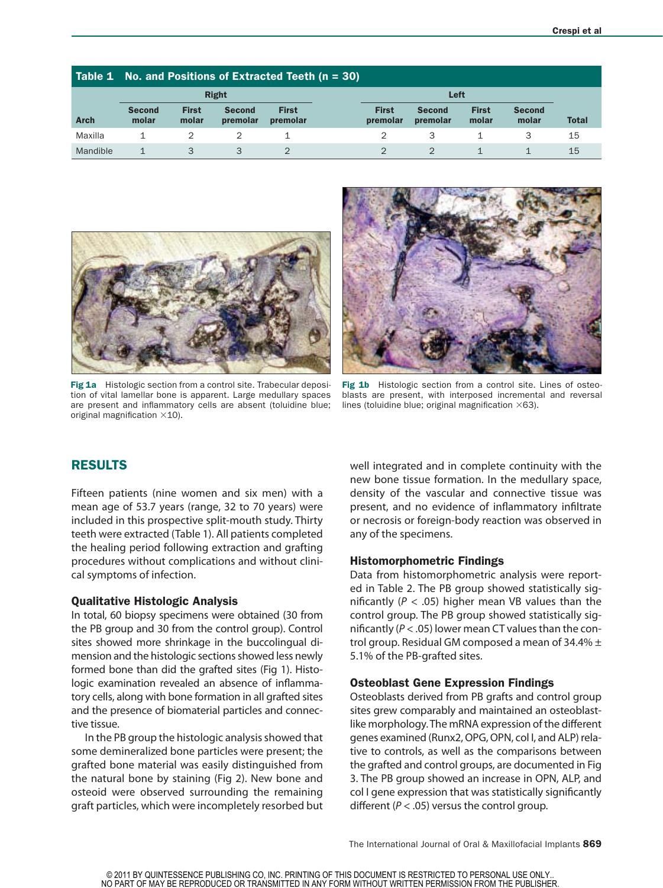**Table 1 No. and Positions of Extracted Teeth (n = 30)**

| | Right | | | | Left | | | | |
|---|---|---|---|---|---|---|---|---|---|
| Arch | Second molar | First molar | Second premolar | First premolar | First premolar | Second premolar | First molar | Second molar | Total |
| Maxilla | 1 | 2 | 2 | 1 | 2 | 3 | 1 | 3 | 15 |
| Mandible | 1 | 3 | 3 | 2 | 2 | 2 | 1 | 1 | 15 |

**Fig 1a** Histologic section from a control site. Trabecular deposition of vital lamellar bone is apparent. Large medullary spaces are present and inflammatory cells are absent (toluidine blue; original magnification ×10).

**Fig 1b** Histologic section from a control site. Lines of osteoblasts are present, with interposed incremental and reversal lines (toluidine blue; original magnification ×63).

## RESULTS

Fifteen patients (nine women and six men) with a mean age of 53.7 years (range, 32 to 70 years) were included in this prospective split-mouth study. Thirty teeth were extracted (Table 1). All patients completed the healing period following extraction and grafting procedures without complications and without clinical symptoms of infection.

### Qualitative Histologic Analysis

In total, 60 biopsy specimens were obtained (30 from the PB group and 30 from the control group). Control sites showed more shrinkage in the buccolingual dimension and the histologic sections showed less newly formed bone than did the grafted sites (Fig 1). Histologic examination revealed an absence of inflammatory cells, along with bone formation in all grafted sites and the presence of biomaterial particles and connective tissue.

In the PB group the histologic analysis showed that some demineralized bone particles were present; the grafted bone material was easily distinguished from the natural bone by staining (Fig 2). New bone and osteoid were observed surrounding the remaining graft particles, which were incompletely resorbed but well integrated and in complete continuity with the new bone tissue formation. In the medullary space, density of the vascular and connective tissue was present, and no evidence of inflammatory infiltrate or necrosis or foreign-body reaction was observed in any of the specimens.

### Histomorphometric Findings

Data from histomorphometric analysis were reported in Table 2. The PB group showed statistically significantly ($P < .05$) higher mean VB values than the control group. The PB group showed statistically significantly ($P < .05$) lower mean CT values than the control group. Residual GM composed a mean of 34.4% ± 5.1% of the PB-grafted sites.

### Osteoblast Gene Expression Findings

Osteoblasts derived from PB grafts and control group sites grew comparably and maintained an osteoblast-like morphology. The mRNA expression of the different genes examined (Runx2, OPG, OPN, col I, and ALP) relative to controls, as well as the comparisons between the grafted and control groups, are documented in Fig 3. The PB group showed an increase in OPN, ALP, and col I gene expression that was statistically significantly different ($P < .05$) versus the control group.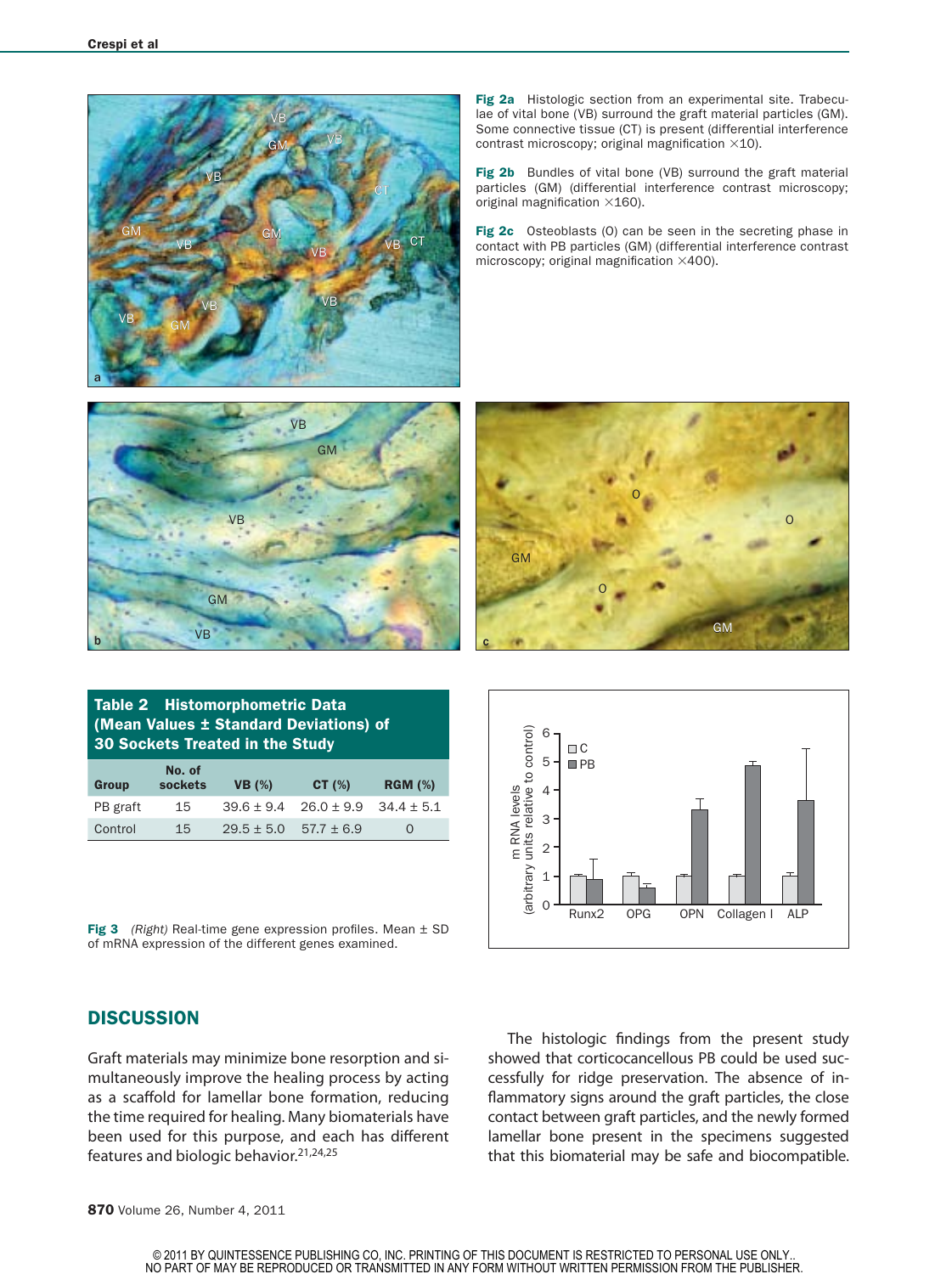Fig 2a Histologic section from an experimental site. Trabeculae of vital bone (VB) surround the graft material particles (GM). Some connective tissue (CT) is present (differential interference contrast microscopy; original magnification ×10).

Fig 2b Bundles of vital bone (VB) surround the graft material particles (GM) (differential interference contrast microscopy; original magnification ×160).

Fig 2c Osteoblasts (O) can be seen in the secreting phase in contact with PB particles (GM) (differential interference contrast microscopy; original magnification ×400).

**Table 2 Histomorphometric Data (Mean Values ± Standard Deviations) of 30 Sockets Treated in the Study**

| Group | No. of sockets | VB (%) | CT (%) | RGM (%) |
|---|---|---|---|---|
| PB graft | 15 | 39.6 ± 9.4 | 26.0 ± 9.9 | 34.4 ± 5.1 |
| Control | 15 | 29.5 ± 5.0 | 57.7 ± 6.9 | 0 |

**Fig 3** *(Right)* Real-time gene expression profiles. Mean ± SD of mRNA expression of the different genes examined.

## DISCUSSION

Graft materials may minimize bone resorption and simultaneously improve the healing process by acting as a scaffold for lamellar bone formation, reducing the time required for healing. Many biomaterials have been used for this purpose, and each has different features and biologic behavior.[21,24,25]

The histologic findings from the present study showed that corticocancellous PB could be used successfully for ridge preservation. The absence of inflammatory signs around the graft particles, the close contact between graft particles, and the newly formed lamellar bone present in the specimens suggested that this biomaterial may be safe and biocompatible.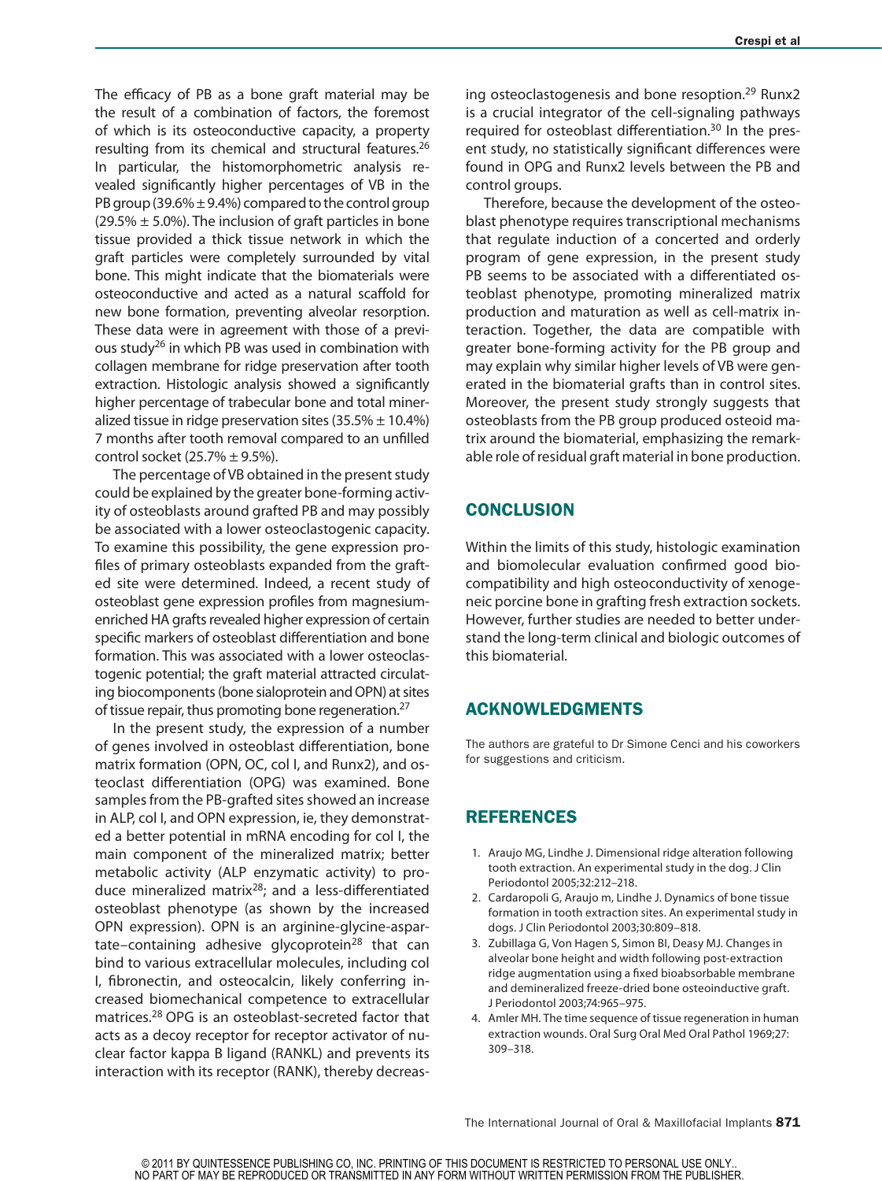The efficacy of PB as a bone graft material may be the result of a combination of factors, the foremost of which is its osteoconductive capacity, a property resulting from its chemical and structural features.[26] In particular, the histomorphometric analysis revealed significantly higher percentages of VB in the PB group (39.6% ± 9.4%) compared to the control group (29.5% ± 5.0%). The inclusion of graft particles in bone tissue provided a thick tissue network in which the graft particles were completely surrounded by vital bone. This might indicate that the biomaterials were osteoconductive and acted as a natural scaffold for new bone formation, preventing alveolar resorption. These data were in agreement with those of a previous study[26] in which PB was used in combination with collagen membrane for ridge preservation after tooth extraction. Histologic analysis showed a significantly higher percentage of trabecular bone and total mineralized tissue in ridge preservation sites (35.5% ± 10.4%) 7 months after tooth removal compared to an unfilled control socket (25.7% ± 9.5%).

The percentage of VB obtained in the present study could be explained by the greater bone-forming activity of osteoblasts around grafted PB and may possibly be associated with a lower osteoclastogenic capacity. To examine this possibility, the gene expression profiles of primary osteoblasts expanded from the grafted site were determined. Indeed, a recent study of osteoblast gene expression profiles from magnesium-enriched HA grafts revealed higher expression of certain specific markers of osteoblast differentiation and bone formation. This was associated with a lower osteoclastogenic potential; the graft material attracted circulating biocomponents (bone sialoprotein and OPN) at sites of tissue repair, thus promoting bone regeneration.[27]

In the present study, the expression of a number of genes involved in osteoblast differentiation, bone matrix formation (OPN, OC, col I, and Runx2), and osteoclast differentiation (OPG) was examined. Bone samples from the PB-grafted sites showed an increase in ALP, col I, and OPN expression, ie, they demonstrated a better potential in mRNA encoding for col I, the main component of the mineralized matrix; better metabolic activity (ALP enzymatic activity) to produce mineralized matrix[28]; and a less-differentiated osteoblast phenotype (as shown by the increased OPN expression). OPN is an arginine-glycine-aspartate–containing adhesive glycoprotein[28] that can bind to various extracellular molecules, including col I, fibronectin, and osteocalcin, likely conferring increased biomechanical competence to extracellular matrices.[28] OPG is an osteoblast-secreted factor that acts as a decoy receptor for receptor activator of nuclear factor kappa B ligand (RANKL) and prevents its interaction with its receptor (RANK), thereby decreasing osteoclastogenesis and bone resoption.[29] Runx2 is a crucial integrator of the cell-signaling pathways required for osteoblast differentiation.[30] In the present study, no statistically significant differences were found in OPG and Runx2 levels between the PB and control groups.

Therefore, because the development of the osteoblast phenotype requires transcriptional mechanisms that regulate induction of a concerted and orderly program of gene expression, in the present study PB seems to be associated with a differentiated osteoblast phenotype, promoting mineralized matrix production and maturation as well as cell-matrix interaction. Together, the data are compatible with greater bone-forming activity for the PB group and may explain why similar higher levels of VB were generated in the biomaterial grafts than in control sites. Moreover, the present study strongly suggests that osteoblasts from the PB group produced osteoid matrix around the biomaterial, emphasizing the remarkable role of residual graft material in bone production.

## CONCLUSION

Within the limits of this study, histologic examination and biomolecular evaluation confirmed good biocompatibility and high osteoconductivity of xenogeneic porcine bone in grafting fresh extraction sockets. However, further studies are needed to better understand the long-term clinical and biologic outcomes of this biomaterial.

## ACKNOWLEDGMENTS

The authors are grateful to Dr Simone Cenci and his coworkers for suggestions and criticism.

## REFERENCES

1. Araujo MG, Lindhe J. Dimensional ridge alteration following tooth extraction. An experimental study in the dog. J Clin Periodontol 2005;32:212–218.
2. Cardaropoli G, Araujo m, Lindhe J. Dynamics of bone tissue formation in tooth extraction sites. An experimental study in dogs. J Clin Periodontol 2003;30:809–818.
3. Zubillaga G, Von Hagen S, Simon BI, Deasy MJ. Changes in alveolar bone height and width following post-extraction ridge augmentation using a fixed bioabsorbable membrane and demineralized freeze-dried bone osteoinductive graft. J Periodontol 2003;74:965–975.
4. Amler MH. The time sequence of tissue regeneration in human extraction wounds. Oral Surg Oral Med Oral Pathol 1969;27:309–318.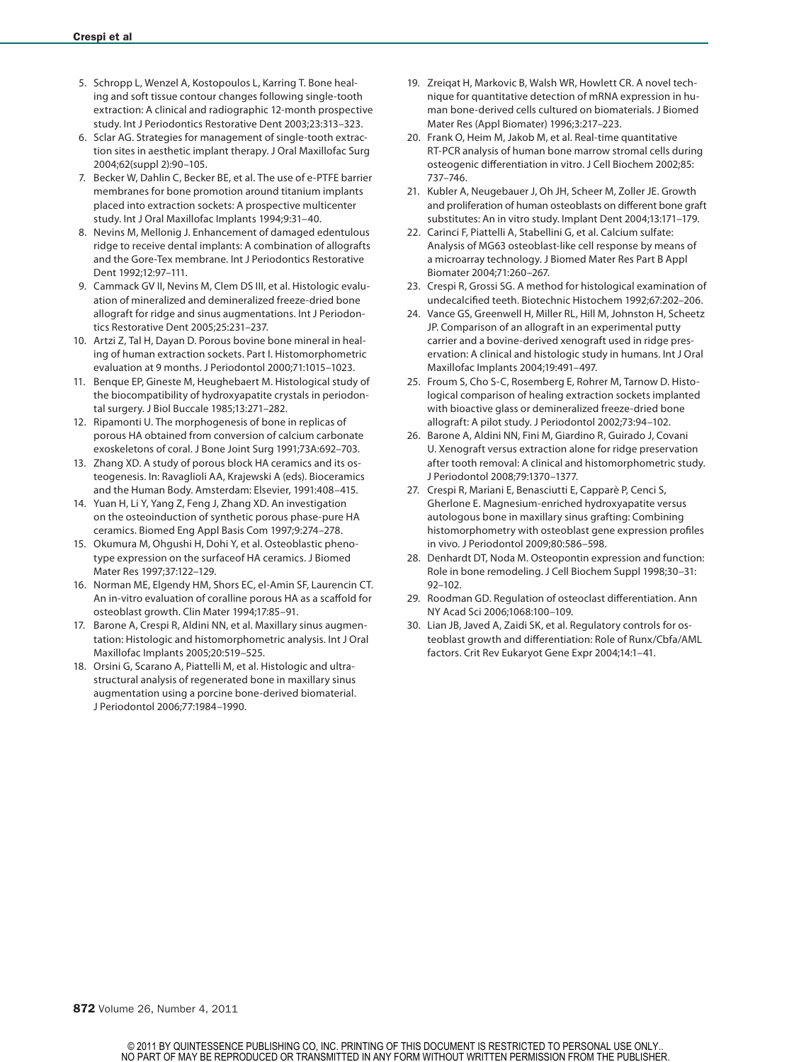5. Schropp L, Wenzel A, Kostopoulos L, Karring T. Bone healing and soft tissue contour changes following single-tooth extraction: A clinical and radiographic 12-month prospective study. Int J Periodontics Restorative Dent 2003;23:313–323.
6. Sclar AG. Strategies for management of single-tooth extraction sites in aesthetic implant therapy. J Oral Maxillofac Surg 2004;62(suppl 2):90–105.
7. Becker W, Dahlin C, Becker BE, et al. The use of e-PTFE barrier membranes for bone promotion around titanium implants placed into extraction sockets: A prospective multicenter study. Int J Oral Maxillofac Implants 1994;9:31–40.
8. Nevins M, Mellonig J. Enhancement of damaged edentulous ridge to receive dental implants: A combination of allografts and the Gore-Tex membrane. Int J Periodontics Restorative Dent 1992;12:97–111.
9. Cammack GV II, Nevins M, Clem DS III, et al. Histologic evaluation of mineralized and demineralized freeze-dried bone allograft for ridge and sinus augmentations. Int J Periodontics Restorative Dent 2005;25:231–237.
10. Artzi Z, Tal H, Dayan D. Porous bovine bone mineral in healing of human extraction sockets. Part I. Histomorphometric evaluation at 9 months. J Periodontol 2000;71:1015–1023.
11. Benque EP, Gineste M, Heughebaert M. Histological study of the biocompatibility of hydroxyapatite crystals in periodontal surgery. J Biol Buccale 1985;13:271–282.
12. Ripamonti U. The morphogenesis of bone in replicas of porous HA obtained from conversion of calcium carbonate exoskeletons of coral. J Bone Joint Surg 1991;73A:692–703.
13. Zhang XD. A study of porous block HA ceramics and its osteogenesis. In: Ravaglioli AA, Krajewski A (eds). Bioceramics and the Human Body. Amsterdam: Elsevier, 1991:408–415.
14. Yuan H, Li Y, Yang Z, Feng J, Zhang XD. An investigation on the osteoinduction of synthetic porous phase-pure HA ceramics. Biomed Eng Appl Basis Com 1997;9:274–278.
15. Okumura M, Ohgushi H, Dohi Y, et al. Osteoblastic phenotype expression on the surfaceof HA ceramics. J Biomed Mater Res 1997;37:122–129.
16. Norman ME, Elgendy HM, Shors EC, el-Amin SF, Laurencin CT. An in-vitro evaluation of coralline porous HA as a scaffold for osteoblast growth. Clin Mater 1994;17:85–91.
17. Barone A, Crespi R, Aldini NN, et al. Maxillary sinus augmentation: Histologic and histomorphometric analysis. Int J Oral Maxillofac Implants 2005;20:519–525.
18. Orsini G, Scarano A, Piattelli M, et al. Histologic and ultrastructural analysis of regenerated bone in maxillary sinus augmentation using a porcine bone-derived biomaterial. J Periodontol 2006;77:1984–1990.
19. Zreiqat H, Markovic B, Walsh WR, Howlett CR. A novel technique for quantitative detection of mRNA expression in human bone-derived cells cultured on biomaterials. J Biomed Mater Res (Appl Biomater) 1996;3:217–223.
20. Frank O, Heim M, Jakob M, et al. Real-time quantitative RT-PCR analysis of human bone marrow stromal cells during osteogenic differentiation in vitro. J Cell Biochem 2002;85: 737–746.
21. Kubler A, Neugebauer J, Oh JH, Scheer M, Zoller JE. Growth and proliferation of human osteoblasts on different bone graft substitutes: An in vitro study. Implant Dent 2004;13:171–179.
22. Carinci F, Piattelli A, Stabellini G, et al. Calcium sulfate: Analysis of MG63 osteoblast-like cell response by means of a microarray technology. J Biomed Mater Res Part B Appl Biomater 2004;71:260–267.
23. Crespi R, Grossi SG. A method for histological examination of undecalcified teeth. Biotechnic Histochem 1992;67:202–206.
24. Vance GS, Greenwell H, Miller RL, Hill M, Johnston H, Scheetz JP. Comparison of an allograft in an experimental putty carrier and a bovine-derived xenograft used in ridge preservation: A clinical and histologic study in humans. Int J Oral Maxillofac Implants 2004;19:491–497.
25. Froum S, Cho S-C, Rosemberg E, Rohrer M, Tarnow D. Histological comparison of healing extraction sockets implanted with bioactive glass or demineralized freeze-dried bone allograft: A pilot study. J Periodontol 2002;73:94–102.
26. Barone A, Aldini NN, Fini M, Giardino R, Guirado J, Covani U. Xenograft versus extraction alone for ridge preservation after tooth removal: A clinical and histomorphometric study. J Periodontol 2008;79:1370–1377.
27. Crespi R, Mariani E, Benasciutti E, Capparè P, Cenci S, Gherlone E. Magnesium-enriched hydroxyapatite versus autologous bone in maxillary sinus grafting: Combining histomorphometry with osteoblast gene expression profiles in vivo. J Periodontol 2009;80:586–598.
28. Denhardt DT, Noda M. Osteopontin expression and function: Role in bone remodeling. J Cell Biochem Suppl 1998;30–31: 92–102.
29. Roodman GD. Regulation of osteoclast differentiation. Ann NY Acad Sci 2006;1068:100–109.
30. Lian JB, Javed A, Zaidi SK, et al. Regulatory controls for osteoblast growth and differentiation: Role of Runx/Cbfa/AML factors. Crit Rev Eukaryot Gene Expr 2004;14:1–41.